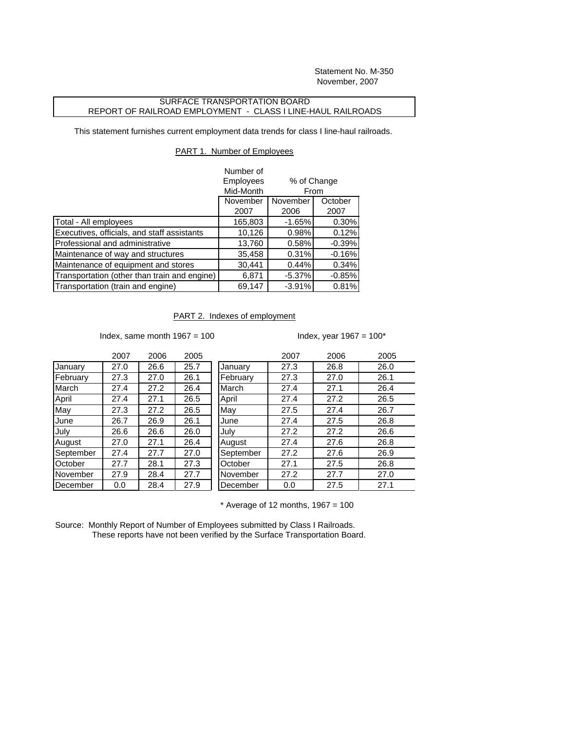Statement No. M-350
November, 2007

SURFACE TRANSPORTATION BOARD
REPORT OF RAILROAD EMPLOYMENT - CLASS I LINE-HAUL RAILROADS

This statement furnishes current employment data trends for class I line-haul railroads.

PART 1. Number of Employees

| | Number of Employees Mid-Month | % of Change From | |
|---|---|---|---|
| | November 2007 | November 2006 | October 2007 |
| Total - All employees | 165,803 | -1.65% | 0.30% |
| Executives, officials, and staff assistants | 10,126 | 0.98% | 0.12% |
| Professional and administrative | 13,760 | 0.58% | -0.39% |
| Maintenance of way and structures | 35,458 | 0.31% | -0.16% |
| Maintenance of equipment and stores | 30,441 | 0.44% | 0.34% |
| Transportation (other than train and engine) | 6,871 | -5.37% | -0.85% |
| Transportation (train and engine) | 69,147 | -3.91% | 0.81% |

PART 2. Indexes of employment

Index, same month 1967 = 100

| | 2007 | 2006 | 2005 |
|---|---|---|---|
| January | 27.0 | 26.6 | 25.7 |
| February | 27.3 | 27.0 | 26.1 |
| March | 27.4 | 27.2 | 26.4 |
| April | 27.4 | 27.1 | 26.5 |
| May | 27.3 | 27.2 | 26.5 |
| June | 26.7 | 26.9 | 26.1 |
| July | 26.6 | 26.6 | 26.0 |
| August | 27.0 | 27.1 | 26.4 |
| September | 27.4 | 27.7 | 27.0 |
| October | 27.7 | 28.1 | 27.3 |
| November | 27.9 | 28.4 | 27.7 |
| December | 0.0 | 28.4 | 27.9 |

Index, year 1967 = 100*

| | 2007 | 2006 | 2005 |
|---|---|---|---|
| January | 27.3 | 26.8 | 26.0 |
| February | 27.3 | 27.0 | 26.1 |
| March | 27.4 | 27.1 | 26.4 |
| April | 27.4 | 27.2 | 26.5 |
| May | 27.5 | 27.4 | 26.7 |
| June | 27.4 | 27.5 | 26.8 |
| July | 27.2 | 27.2 | 26.6 |
| August | 27.4 | 27.6 | 26.8 |
| September | 27.2 | 27.6 | 26.9 |
| October | 27.1 | 27.5 | 26.8 |
| November | 27.2 | 27.7 | 27.0 |
| December | 0.0 | 27.5 | 27.1 |

* Average of 12 months, 1967 = 100

Source: Monthly Report of Number of Employees submitted by Class I Railroads.
These reports have not been verified by the Surface Transportation Board.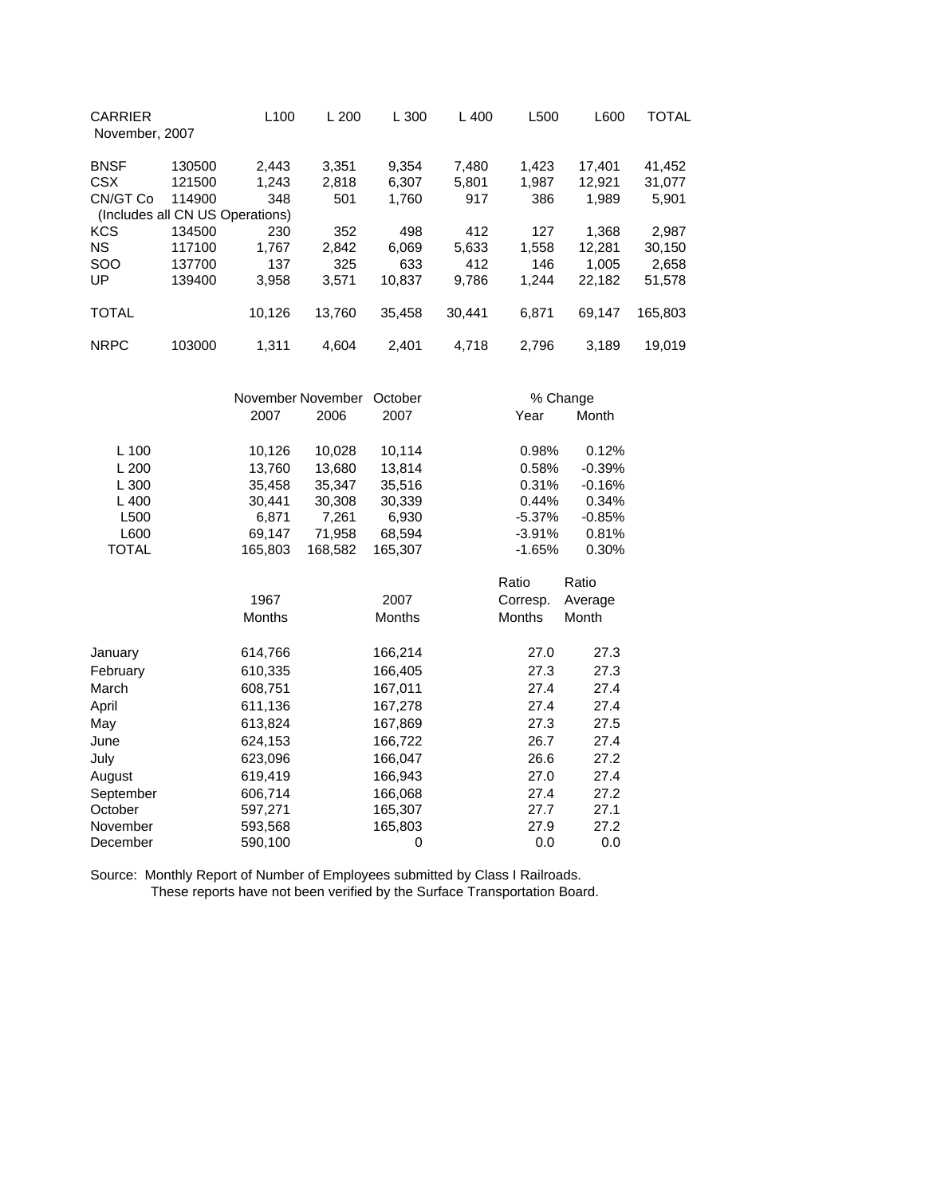| CARRIER November, 2007 | | L100 | L 200 | L 300 | L 400 | L500 | L600 | TOTAL |
|---|---|---|---|---|---|---|---|---|
| BNSF | 130500 | 2,443 | 3,351 | 9,354 | 7,480 | 1,423 | 17,401 | 41,452 |
| CSX | 121500 | 1,243 | 2,818 | 6,307 | 5,801 | 1,987 | 12,921 | 31,077 |
| CN/GT Co (Includes all CN US Operations) | 114900 | 348 | 501 | 1,760 | 917 | 386 | 1,989 | 5,901 |
| KCS | 134500 | 230 | 352 | 498 | 412 | 127 | 1,368 | 2,987 |
| NS | 117100 | 1,767 | 2,842 | 6,069 | 5,633 | 1,558 | 12,281 | 30,150 |
| SOO | 137700 | 137 | 325 | 633 | 412 | 146 | 1,005 | 2,658 |
| UP | 139400 | 3,958 | 3,571 | 10,837 | 9,786 | 1,244 | 22,182 | 51,578 |
| TOTAL | | 10,126 | 13,760 | 35,458 | 30,441 | 6,871 | 69,147 | 165,803 |
| NRPC | 103000 | 1,311 | 4,604 | 2,401 | 4,718 | 2,796 | 3,189 | 19,019 |

| | November 2007 | November 2006 | October 2007 | % Change Year | % Change Month |
|---|---|---|---|---|---|
| L 100 | 10,126 | 10,028 | 10,114 | 0.98% | 0.12% |
| L 200 | 13,760 | 13,680 | 13,814 | 0.58% | -0.39% |
| L 300 | 35,458 | 35,347 | 35,516 | 0.31% | -0.16% |
| L 400 | 30,441 | 30,308 | 30,339 | 0.44% | 0.34% |
| L500 | 6,871 | 7,261 | 6,930 | -5.37% | -0.85% |
| L600 | 69,147 | 71,958 | 68,594 | -3.91% | 0.81% |
| TOTAL | 165,803 | 168,582 | 165,307 | -1.65% | 0.30% |

| | 1967 Months | 2007 Months | Ratio Corresp. Months | Ratio Average Month |
|---|---|---|---|---|
| January | 614,766 | 166,214 | 27.0 | 27.3 |
| February | 610,335 | 166,405 | 27.3 | 27.3 |
| March | 608,751 | 167,011 | 27.4 | 27.4 |
| April | 611,136 | 167,278 | 27.4 | 27.4 |
| May | 613,824 | 167,869 | 27.3 | 27.5 |
| June | 624,153 | 166,722 | 26.7 | 27.4 |
| July | 623,096 | 166,047 | 26.6 | 27.2 |
| August | 619,419 | 166,943 | 27.0 | 27.4 |
| September | 606,714 | 166,068 | 27.4 | 27.2 |
| October | 597,271 | 165,307 | 27.7 | 27.1 |
| November | 593,568 | 165,803 | 27.9 | 27.2 |
| December | 590,100 | 0 | 0.0 | 0.0 |

Source: Monthly Report of Number of Employees submitted by Class I Railroads.
These reports have not been verified by the Surface Transportation Board.